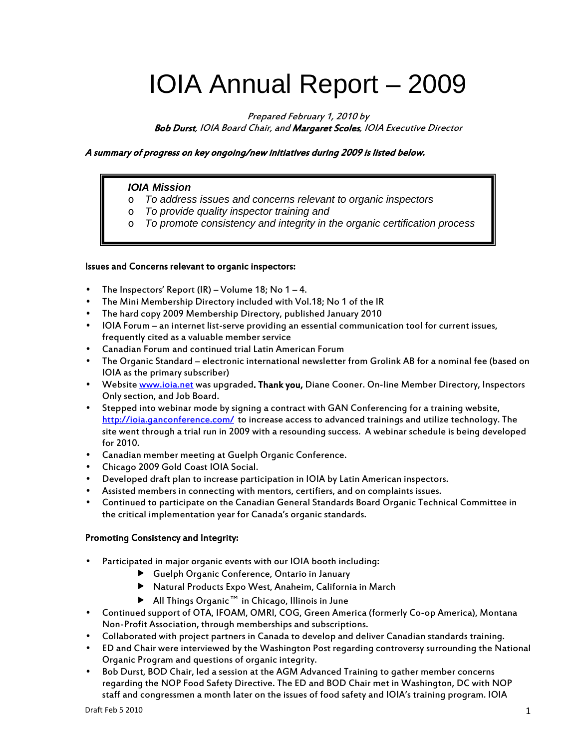# IOIA Annual Report – 2009

*Prepared February 1, 2010 by*
***Bob Durst**, IOIA Board Chair, and **Margaret Scoles**, IOIA Executive Director*

***A summary of progress on key ongoing/new initiatives during 2009 is listed below.***

> ***IOIA Mission***
> - *To address issues and concerns relevant to organic inspectors*
> - *To provide quality inspector training and*
> - *To promote consistency and integrity in the organic certification process*

**Issues and Concerns relevant to organic inspectors:**

- The Inspectors' Report (IR) – Volume 18; No 1 – 4.
- The Mini Membership Directory included with Vol.18; No 1 of the IR
- The hard copy 2009 Membership Directory, published January 2010
- IOIA Forum – an internet list-serve providing an essential communication tool for current issues, frequently cited as a valuable member service
- Canadian Forum and continued trial Latin American Forum
- The Organic Standard – electronic international newsletter from Grolink AB for a nominal fee (based on IOIA as the primary subscriber)
- Website www.ioia.net was upgraded**. Thank you,** Diane Cooner. On-line Member Directory, Inspectors Only section, and Job Board.
- Stepped into webinar mode by signing a contract with GAN Conferencing for a training website, http://ioia.ganconference.com/ to increase access to advanced trainings and utilize technology. The site went through a trial run in 2009 with a resounding success. A webinar schedule is being developed for 2010.
- Canadian member meeting at Guelph Organic Conference.
- Chicago 2009 Gold Coast IOIA Social.
- Developed draft plan to increase participation in IOIA by Latin American inspectors.
- Assisted members in connecting with mentors, certifiers, and on complaints issues.
- Continued to participate on the Canadian General Standards Board Organic Technical Committee in the critical implementation year for Canada's organic standards.

**Promoting Consistency and Integrity:**

- Participated in major organic events with our IOIA booth including:
  - Guelph Organic Conference, Ontario in January
  - Natural Products Expo West, Anaheim, California in March
  - All Things Organic™ in Chicago, Illinois in June
- Continued support of OTA, IFOAM, OMRI, COG, Green America (formerly Co-op America), Montana Non-Profit Association, through memberships and subscriptions.
- Collaborated with project partners in Canada to develop and deliver Canadian standards training.
- ED and Chair were interviewed by the Washington Post regarding controversy surrounding the National Organic Program and questions of organic integrity.
- Bob Durst, BOD Chair, led a session at the AGM Advanced Training to gather member concerns regarding the NOP Food Safety Directive. The ED and BOD Chair met in Washington, DC with NOP staff and congressmen a month later on the issues of food safety and IOIA's training program. IOIA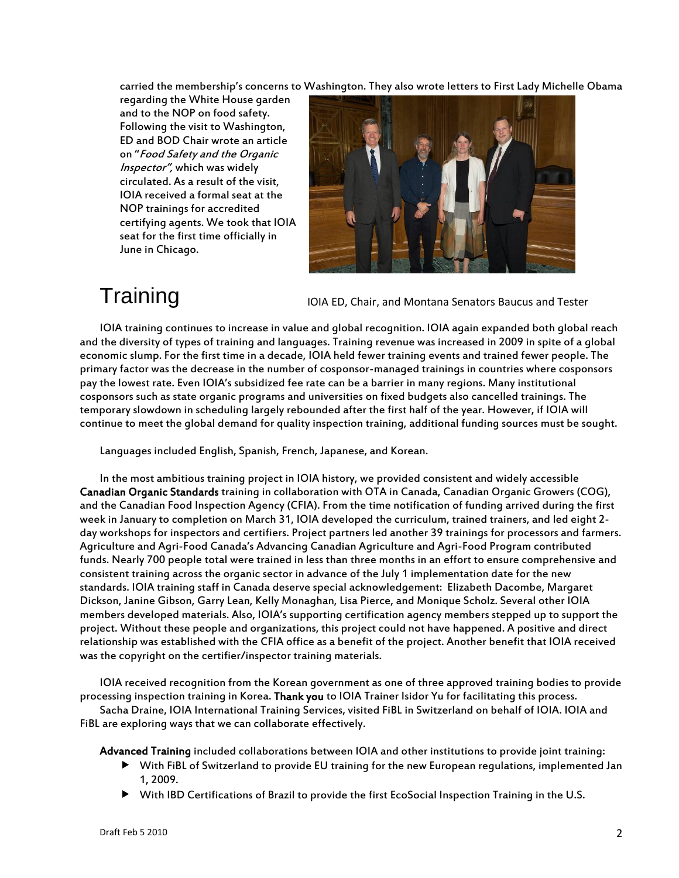carried the membership's concerns to Washington. They also wrote letters to First Lady Michelle Obama regarding the White House garden and to the NOP on food safety. Following the visit to Washington, ED and BOD Chair wrote an article on "*Food Safety and the Organic Inspector",* which was widely circulated. As a result of the visit, IOIA received a formal seat at the NOP trainings for accredited certifying agents. We took that IOIA seat for the first time officially in June in Chicago.

IOIA ED, Chair, and Montana Senators Baucus and Tester

# Training

IOIA training continues to increase in value and global recognition. IOIA again expanded both global reach and the diversity of types of training and languages. Training revenue was increased in 2009 in spite of a global economic slump. For the first time in a decade, IOIA held fewer training events and trained fewer people. The primary factor was the decrease in the number of cosponsor-managed trainings in countries where cosponsors pay the lowest rate. Even IOIA's subsidized fee rate can be a barrier in many regions. Many institutional cosponsors such as state organic programs and universities on fixed budgets also cancelled trainings. The temporary slowdown in scheduling largely rebounded after the first half of the year. However, if IOIA will continue to meet the global demand for quality inspection training, additional funding sources must be sought.

Languages included English, Spanish, French, Japanese, and Korean.

In the most ambitious training project in IOIA history, we provided consistent and widely accessible **Canadian Organic Standards** training in collaboration with OTA in Canada, Canadian Organic Growers (COG), and the Canadian Food Inspection Agency (CFIA). From the time notification of funding arrived during the first week in January to completion on March 31, IOIA developed the curriculum, trained trainers, and led eight 2-day workshops for inspectors and certifiers. Project partners led another 39 trainings for processors and farmers. Agriculture and Agri-Food Canada's Advancing Canadian Agriculture and Agri-Food Program contributed funds. Nearly 700 people total were trained in less than three months in an effort to ensure comprehensive and consistent training across the organic sector in advance of the July 1 implementation date for the new standards. IOIA training staff in Canada deserve special acknowledgement: Elizabeth Dacombe, Margaret Dickson, Janine Gibson, Garry Lean, Kelly Monaghan, Lisa Pierce, and Monique Scholz. Several other IOIA members developed materials. Also, IOIA's supporting certification agency members stepped up to support the project. Without these people and organizations, this project could not have happened. A positive and direct relationship was established with the CFIA office as a benefit of the project. Another benefit that IOIA received was the copyright on the certifier/inspector training materials.

IOIA received recognition from the Korean government as one of three approved training bodies to provide processing inspection training in Korea. **Thank you** to IOIA Trainer Isidor Yu for facilitating this process.

Sacha Draine, IOIA International Training Services, visited FiBL in Switzerland on behalf of IOIA. IOIA and FiBL are exploring ways that we can collaborate effectively.

**Advanced Training** included collaborations between IOIA and other institutions to provide joint training:

- With FiBL of Switzerland to provide EU training for the new European regulations, implemented Jan 1, 2009.
- With IBD Certifications of Brazil to provide the first EcoSocial Inspection Training in the U.S.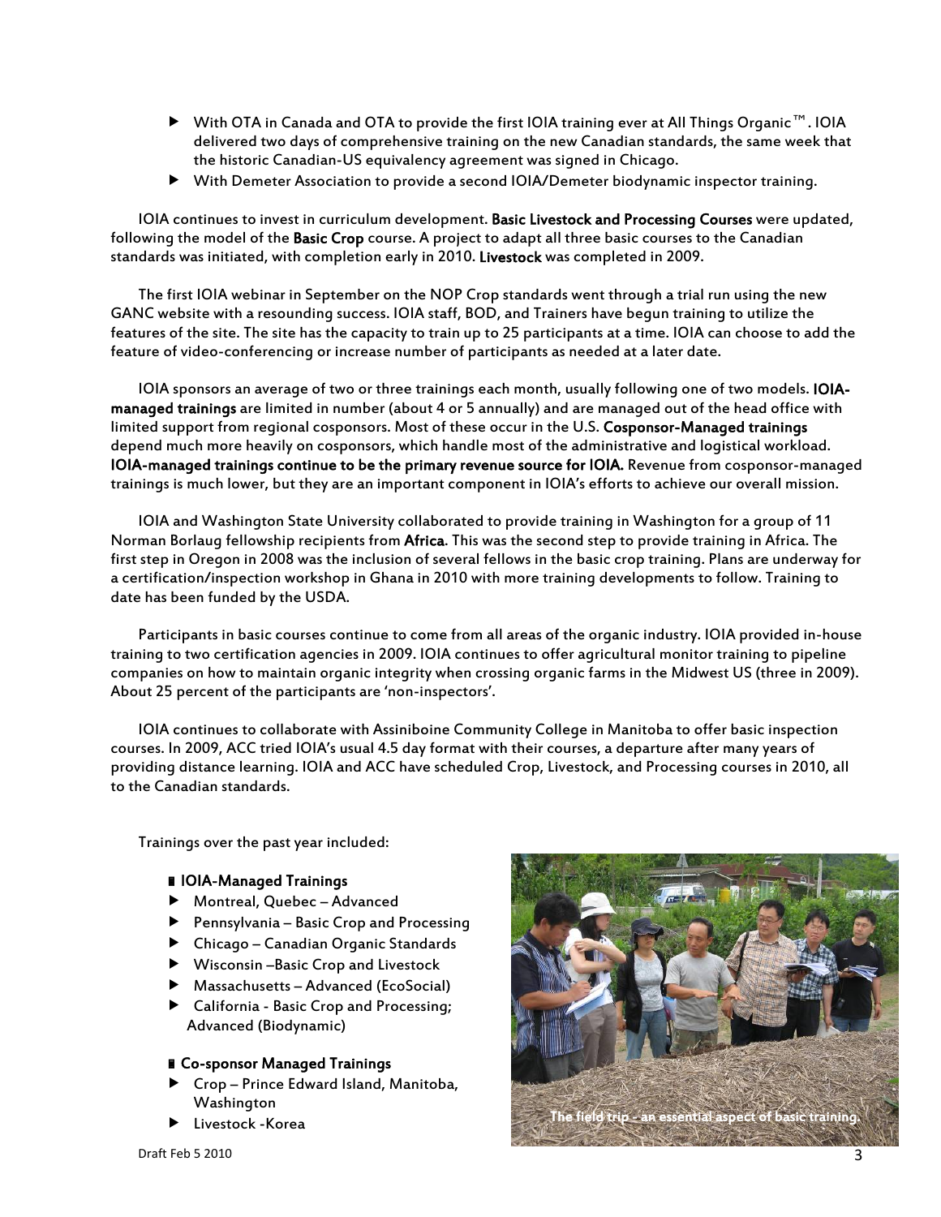- With OTA in Canada and OTA to provide the first IOIA training ever at All Things Organic™. IOIA delivered two days of comprehensive training on the new Canadian standards, the same week that the historic Canadian-US equivalency agreement was signed in Chicago.
- With Demeter Association to provide a second IOIA/Demeter biodynamic inspector training.

IOIA continues to invest in curriculum development. **Basic Livestock and Processing Courses** were updated, following the model of the **Basic Crop** course. A project to adapt all three basic courses to the Canadian standards was initiated, with completion early in 2010. **Livestock** was completed in 2009.

The first IOIA webinar in September on the NOP Crop standards went through a trial run using the new GANC website with a resounding success. IOIA staff, BOD, and Trainers have begun training to utilize the features of the site. The site has the capacity to train up to 25 participants at a time. IOIA can choose to add the feature of video-conferencing or increase number of participants as needed at a later date.

IOIA sponsors an average of two or three trainings each month, usually following one of two models. **IOIA-managed trainings** are limited in number (about 4 or 5 annually) and are managed out of the head office with limited support from regional cosponsors. Most of these occur in the U.S. **Cosponsor-Managed trainings** depend much more heavily on cosponsors, which handle most of the administrative and logistical workload. **IOIA-managed trainings continue to be the primary revenue source for IOIA.** Revenue from cosponsor-managed trainings is much lower, but they are an important component in IOIA's efforts to achieve our overall mission.

IOIA and Washington State University collaborated to provide training in Washington for a group of 11 Norman Borlaug fellowship recipients from **Africa**. This was the second step to provide training in Africa. The first step in Oregon in 2008 was the inclusion of several fellows in the basic crop training. Plans are underway for a certification/inspection workshop in Ghana in 2010 with more training developments to follow. Training to date has been funded by the USDA.

Participants in basic courses continue to come from all areas of the organic industry. IOIA provided in-house training to two certification agencies in 2009. IOIA continues to offer agricultural monitor training to pipeline companies on how to maintain organic integrity when crossing organic farms in the Midwest US (three in 2009). About 25 percent of the participants are 'non-inspectors'.

IOIA continues to collaborate with Assiniboine Community College in Manitoba to offer basic inspection courses. In 2009, ACC tried IOIA's usual 4.5 day format with their courses, a departure after many years of providing distance learning. IOIA and ACC have scheduled Crop, Livestock, and Processing courses in 2010, all to the Canadian standards.

Trainings over the past year included:

**IOIA-Managed Trainings**

- Montreal, Quebec – Advanced
- Pennsylvania – Basic Crop and Processing
- Chicago – Canadian Organic Standards
- Wisconsin –Basic Crop and Livestock
- Massachusetts – Advanced (EcoSocial)
- California - Basic Crop and Processing; Advanced (Biodynamic)

**Co-sponsor Managed Trainings**

- Crop – Prince Edward Island, Manitoba, Washington
- Livestock -Korea

The field trip - an essential aspect of basic training.

Draft Feb 5 2010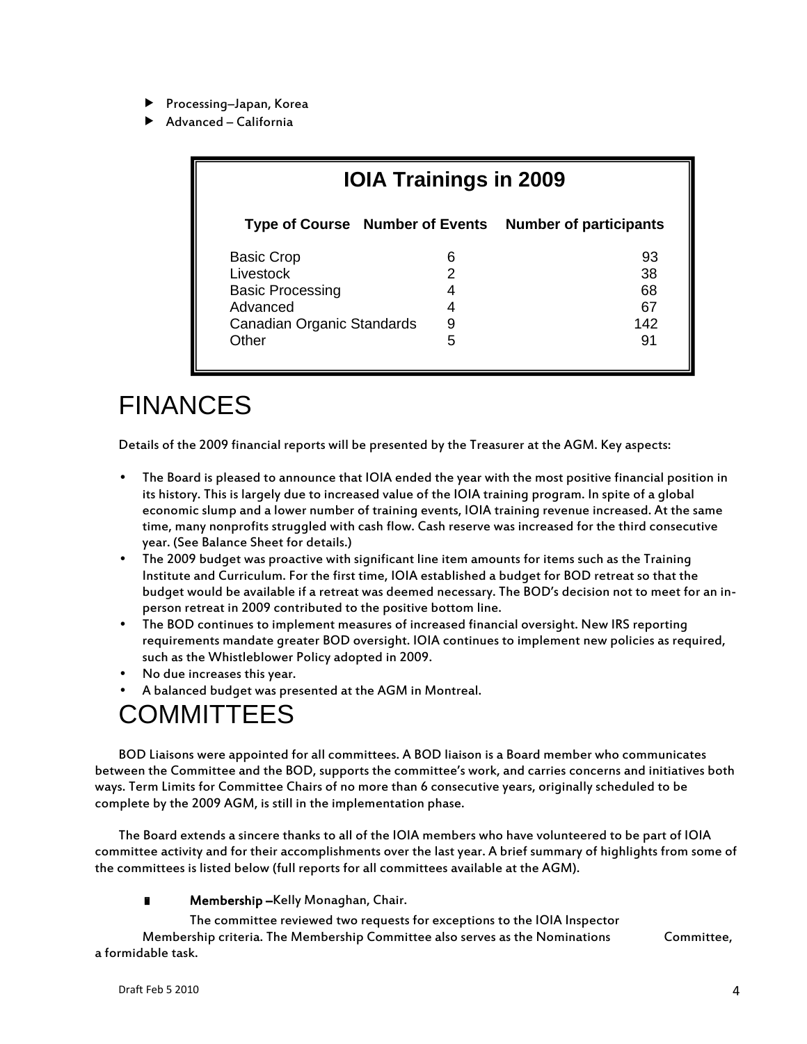- Processing–Japan, Korea
- Advanced – California

**IOIA Trainings in 2009**

| Type of Course | Number of Events | Number of participants |
|---|---|---|
| Basic Crop | 6 | 93 |
| Livestock | 2 | 38 |
| Basic Processing | 4 | 68 |
| Advanced | 4 | 67 |
| Canadian Organic Standards | 9 | 142 |
| Other | 5 | 91 |

# FINANCES

Details of the 2009 financial reports will be presented by the Treasurer at the AGM. Key aspects:

- The Board is pleased to announce that IOIA ended the year with the most positive financial position in its history. This is largely due to increased value of the IOIA training program. In spite of a global economic slump and a lower number of training events, IOIA training revenue increased. At the same time, many nonprofits struggled with cash flow. Cash reserve was increased for the third consecutive year. (See Balance Sheet for details.)
- The 2009 budget was proactive with significant line item amounts for items such as the Training Institute and Curriculum. For the first time, IOIA established a budget for BOD retreat so that the budget would be available if a retreat was deemed necessary. The BOD's decision not to meet for an in-person retreat in 2009 contributed to the positive bottom line.
- The BOD continues to implement measures of increased financial oversight. New IRS reporting requirements mandate greater BOD oversight. IOIA continues to implement new policies as required, such as the Whistleblower Policy adopted in 2009.
- No due increases this year.
- A balanced budget was presented at the AGM in Montreal.

# COMMITTEES

BOD Liaisons were appointed for all committees. A BOD liaison is a Board member who communicates between the Committee and the BOD, supports the committee's work, and carries concerns and initiatives both ways. Term Limits for Committee Chairs of no more than 6 consecutive years, originally scheduled to be complete by the 2009 AGM, is still in the implementation phase.

The Board extends a sincere thanks to all of the IOIA members who have volunteered to be part of IOIA committee activity and for their accomplishments over the last year. A brief summary of highlights from some of the committees is listed below (full reports for all committees available at the AGM).

- **Membership** –Kelly Monaghan, Chair.

  The committee reviewed two requests for exceptions to the IOIA Inspector Membership criteria. The Membership Committee also serves as the Nominations Committee, a formidable task.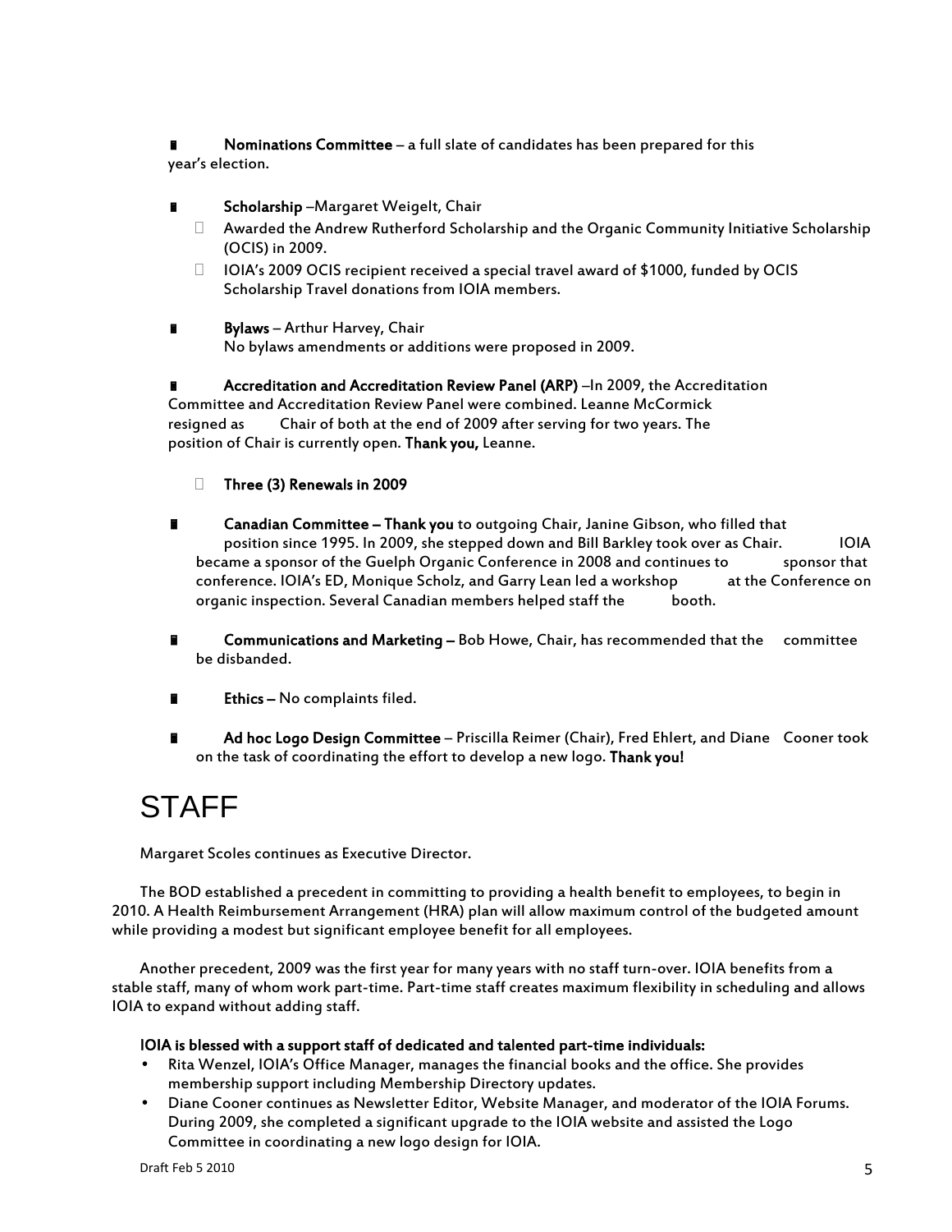- **Nominations Committee** – a full slate of candidates has been prepared for this year's election.

- **Scholarship** –Margaret Weigelt, Chair
  - Awarded the Andrew Rutherford Scholarship and the Organic Community Initiative Scholarship (OCIS) in 2009.
  - IOIA's 2009 OCIS recipient received a special travel award of $1000, funded by OCIS Scholarship Travel donations from IOIA members.

- **Bylaws** – Arthur Harvey, Chair
  No bylaws amendments or additions were proposed in 2009.

- **Accreditation and Accreditation Review Panel (ARP)** –In 2009, the Accreditation Committee and Accreditation Review Panel were combined. Leanne McCormick resigned as Chair of both at the end of 2009 after serving for two years. The position of Chair is currently open. **Thank you,** Leanne.

  - **Three (3) Renewals in 2009**

- **Canadian Committee – Thank you** to outgoing Chair, Janine Gibson, who filled that position since 1995. In 2009, she stepped down and Bill Barkley took over as Chair. IOIA became a sponsor of the Guelph Organic Conference in 2008 and continues to sponsor that conference. IOIA's ED, Monique Scholz, and Garry Lean led a workshop at the Conference on organic inspection. Several Canadian members helped staff the booth.

- **Communications and Marketing –** Bob Howe, Chair, has recommended that the committee be disbanded.

- **Ethics –** No complaints filed.

- **Ad hoc Logo Design Committee** – Priscilla Reimer (Chair), Fred Ehlert, and Diane Cooner took on the task of coordinating the effort to develop a new logo. **Thank you!**

# STAFF

Margaret Scoles continues as Executive Director.

The BOD established a precedent in committing to providing a health benefit to employees, to begin in 2010. A Health Reimbursement Arrangement (HRA) plan will allow maximum control of the budgeted amount while providing a modest but significant employee benefit for all employees.

Another precedent, 2009 was the first year for many years with no staff turn-over. IOIA benefits from a stable staff, many of whom work part-time. Part-time staff creates maximum flexibility in scheduling and allows IOIA to expand without adding staff.

**IOIA is blessed with a support staff of dedicated and talented part-time individuals:**

- Rita Wenzel, IOIA's Office Manager, manages the financial books and the office. She provides membership support including Membership Directory updates.
- Diane Cooner continues as Newsletter Editor, Website Manager, and moderator of the IOIA Forums. During 2009, she completed a significant upgrade to the IOIA website and assisted the Logo Committee in coordinating a new logo design for IOIA.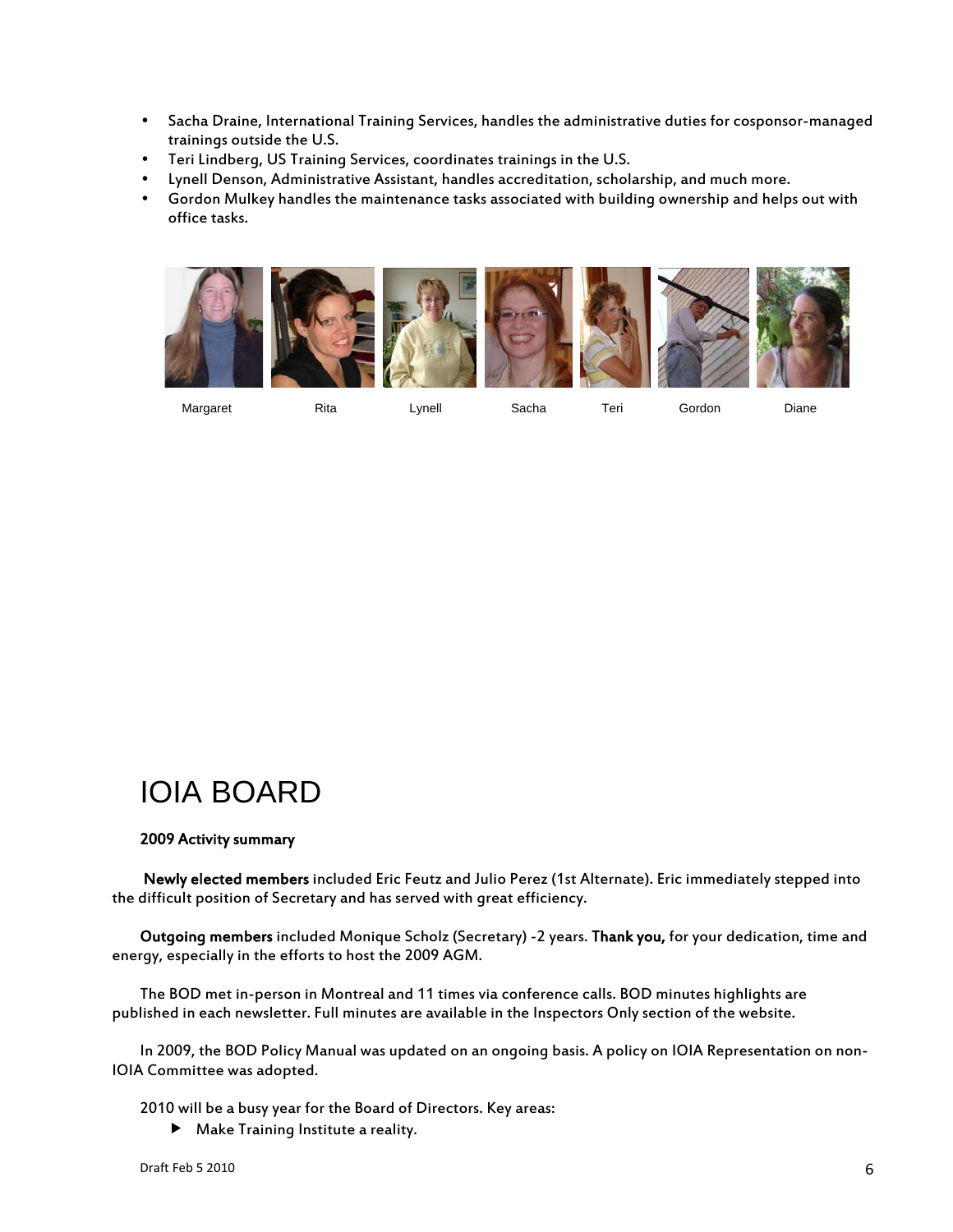- Sacha Draine, International Training Services, handles the administrative duties for cosponsor-managed trainings outside the U.S.
- Teri Lindberg, US Training Services, coordinates trainings in the U.S.
- Lynell Denson, Administrative Assistant, handles accreditation, scholarship, and much more.
- Gordon Mulkey handles the maintenance tasks associated with building ownership and helps out with office tasks.

Margaret Rita Lynell Sacha Teri Gordon Diane

# IOIA BOARD

**2009 Activity summary**

**Newly elected members** included Eric Feutz and Julio Perez (1st Alternate). Eric immediately stepped into the difficult position of Secretary and has served with great efficiency.

**Outgoing members** included Monique Scholz (Secretary) -2 years. **Thank you,** for your dedication, time and energy, especially in the efforts to host the 2009 AGM.

The BOD met in-person in Montreal and 11 times via conference calls. BOD minutes highlights are published in each newsletter. Full minutes are available in the Inspectors Only section of the website.

In 2009, the BOD Policy Manual was updated on an ongoing basis. A policy on IOIA Representation on non-IOIA Committee was adopted.

2010 will be a busy year for the Board of Directors. Key areas:

- Make Training Institute a reality.

Draft Feb 5 2010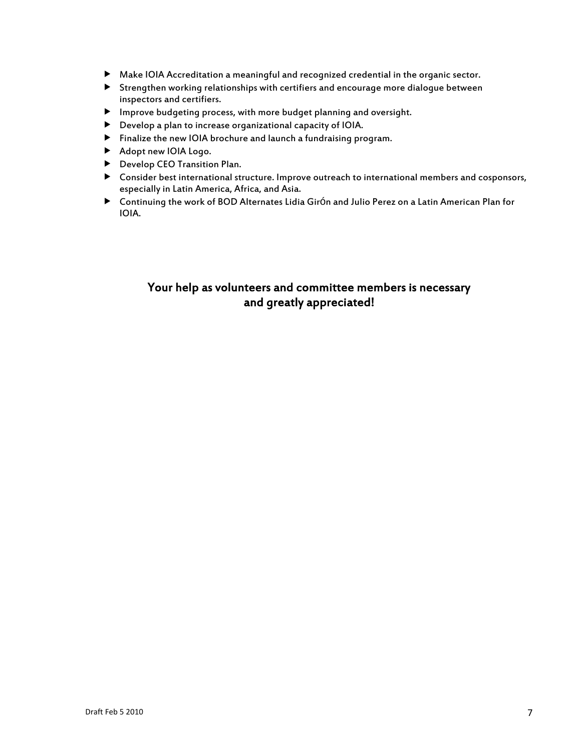- Make IOIA Accreditation a meaningful and recognized credential in the organic sector.
- Strengthen working relationships with certifiers and encourage more dialogue between inspectors and certifiers.
- Improve budgeting process, with more budget planning and oversight.
- Develop a plan to increase organizational capacity of IOIA.
- Finalize the new IOIA brochure and launch a fundraising program.
- Adopt new IOIA Logo.
- Develop CEO Transition Plan.
- Consider best international structure. Improve outreach to international members and cosponsors, especially in Latin America, Africa, and Asia.
- Continuing the work of BOD Alternates Lidia GirÓn and Julio Perez on a Latin American Plan for IOIA.

**Your help as volunteers and committee members is necessary and greatly appreciated!**

Draft Feb 5 2010